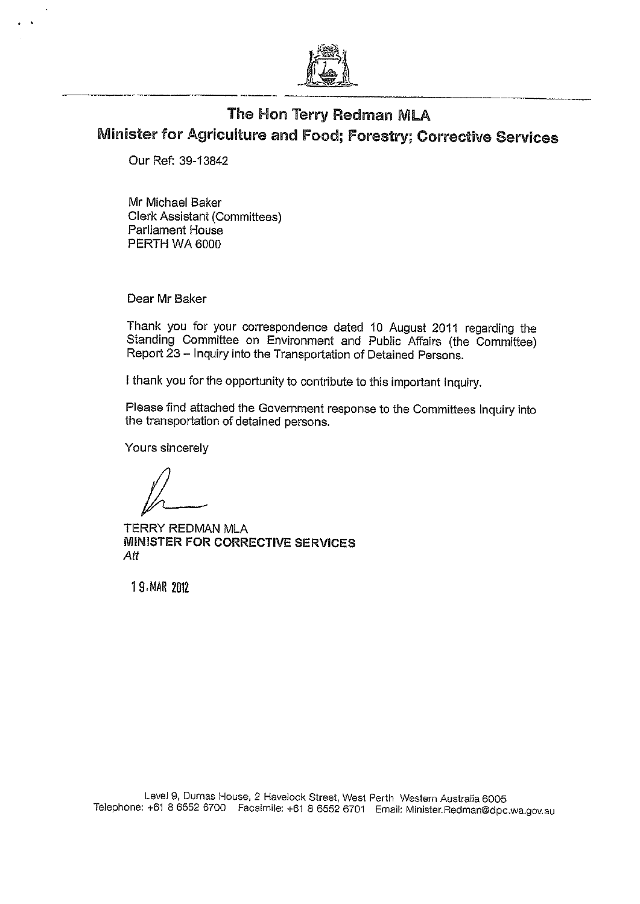# The Hon Terry Redman MLA

## Minister for Agriculture and Food; Forestry; Corrective Services

Our Ref: 39-13842

Mr Michael Baker
Clerk Assistant (Committees)
Parliament House
PERTH WA 6000

Dear Mr Baker

Thank you for your correspondence dated 10 August 2011 regarding the Standing Committee on Environment and Public Affairs (the Committee) Report 23 – Inquiry into the Transportation of Detained Persons.

I thank you for the opportunity to contribute to this important Inquiry.

Please find attached the Government response to the Committees Inquiry into the transportation of detained persons.

Yours sincerely

TERRY REDMAN MLA
**MINISTER FOR CORRECTIVE SERVICES**
*Att*

19 MAR 2012

Level 9, Dumas House, 2 Havelock Street, West Perth Western Australia 6005
Telephone: +61 8 6552 6700 Facsimile: +61 8 6552 6701 Email: Minister.Redman@dpc.wa.gov.au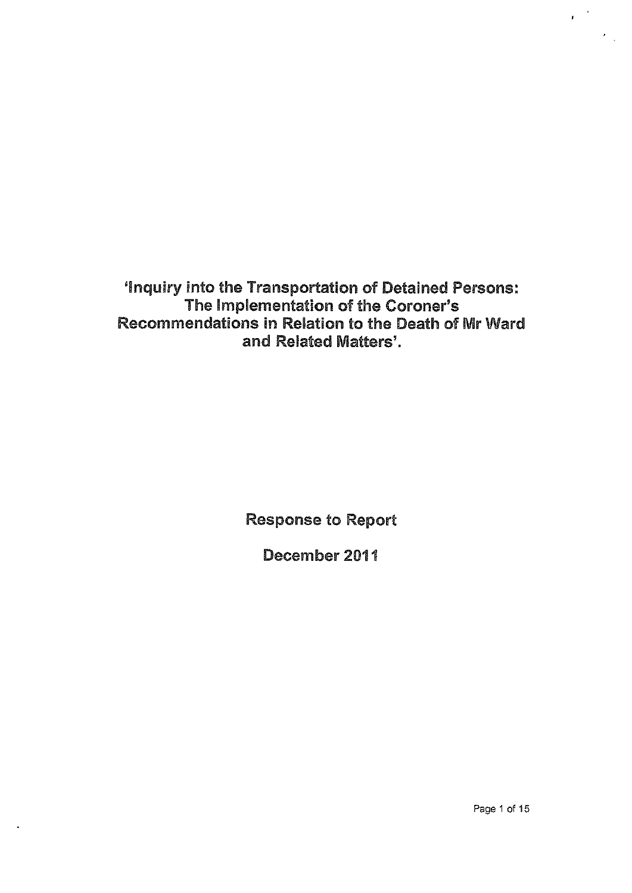# 'Inquiry into the Transportation of Detained Persons: The Implementation of the Coroner's Recommendations in Relation to the Death of Mr Ward and Related Matters'.

Response to Report

December 2011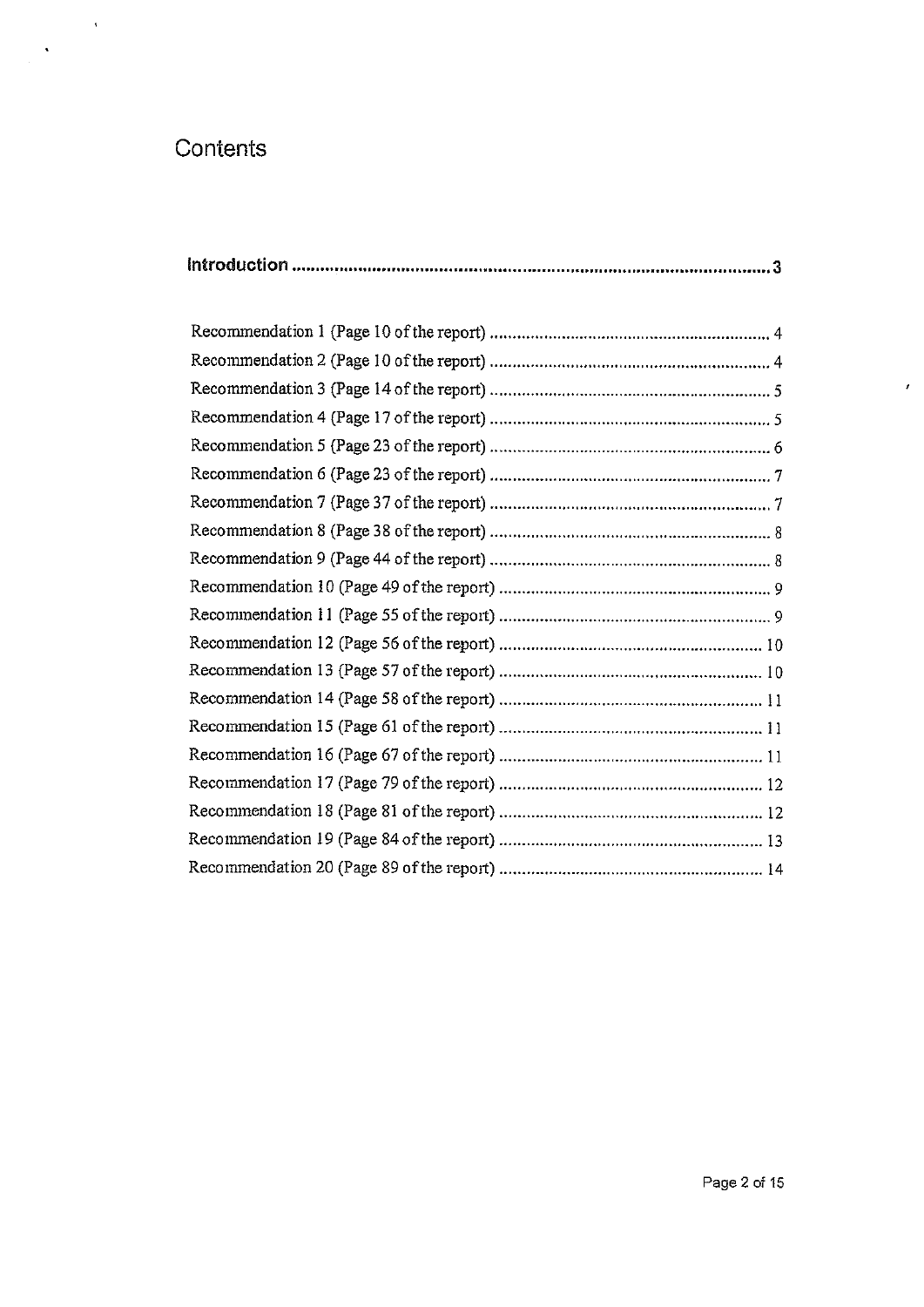# Contents

**Introduction ........................................................................................................ 3**

Recommendation 1 (Page 10 of the report) ........................................................... 4
Recommendation 2 (Page 10 of the report) ........................................................... 4
Recommendation 3 (Page 14 of the report) ........................................................... 5
Recommendation 4 (Page 17 of the report) ........................................................... 5
Recommendation 5 (Page 23 of the report) ........................................................... 6
Recommendation 6 (Page 23 of the report) ........................................................... 7
Recommendation 7 (Page 37 of the report) ........................................................... 7
Recommendation 8 (Page 38 of the report) ........................................................... 8
Recommendation 9 (Page 44 of the report) ........................................................... 8
Recommendation 10 (Page 49 of the report) ......................................................... 9
Recommendation 11 (Page 55 of the report) ......................................................... 9
Recommendation 12 (Page 56 of the report) ......................................................... 10
Recommendation 13 (Page 57 of the report) ......................................................... 10
Recommendation 14 (Page 58 of the report) ......................................................... 11
Recommendation 15 (Page 61 of the report) ......................................................... 11
Recommendation 16 (Page 67 of the report) ......................................................... 11
Recommendation 17 (Page 79 of the report) ......................................................... 12
Recommendation 18 (Page 81 of the report) ......................................................... 12
Recommendation 19 (Page 84 of the report) ......................................................... 13
Recommendation 20 (Page 89 of the report) ......................................................... 14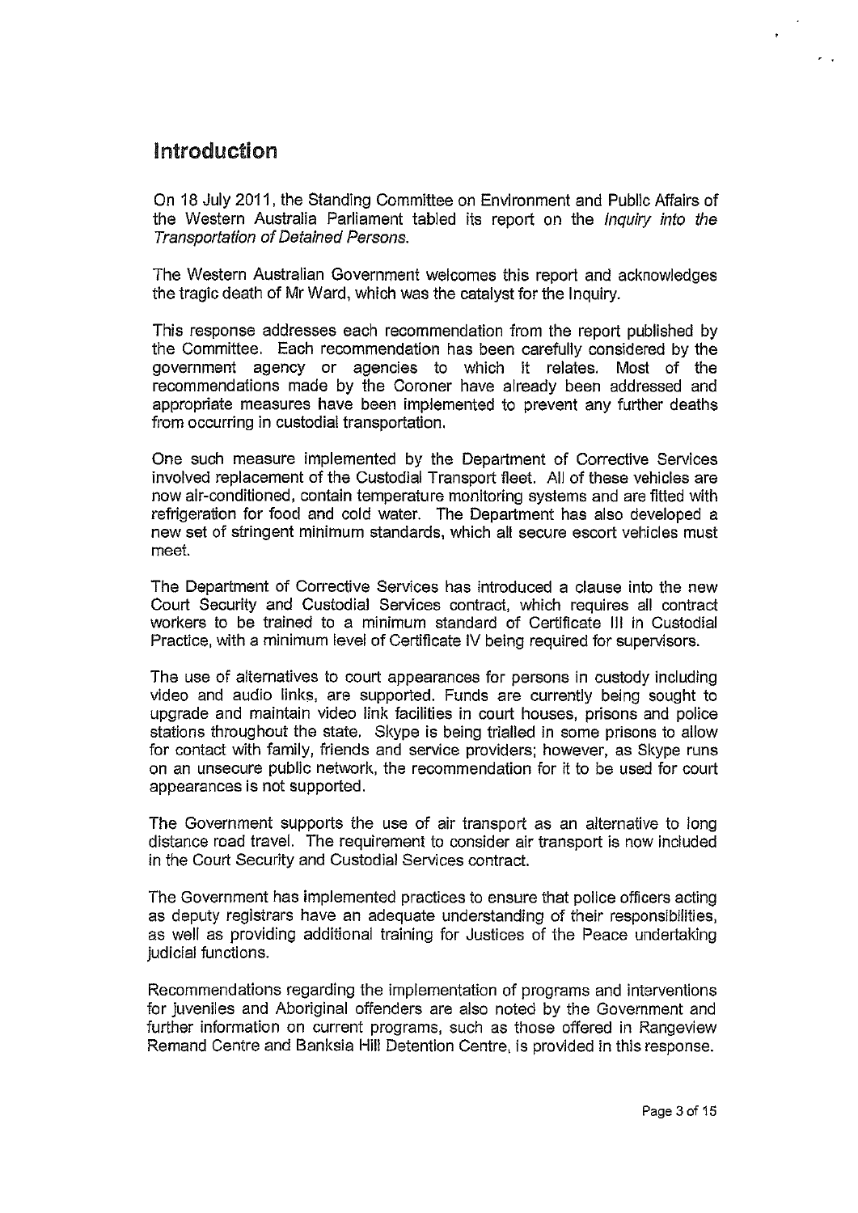## Introduction

On 18 July 2011, the Standing Committee on Environment and Public Affairs of the Western Australia Parliament tabled its report on the *Inquiry into the Transportation of Detained Persons.*

The Western Australian Government welcomes this report and acknowledges the tragic death of Mr Ward, which was the catalyst for the Inquiry.

This response addresses each recommendation from the report published by the Committee. Each recommendation has been carefully considered by the government agency or agencies to which it relates. Most of the recommendations made by the Coroner have already been addressed and appropriate measures have been implemented to prevent any further deaths from occurring in custodial transportation.

One such measure implemented by the Department of Corrective Services involved replacement of the Custodial Transport fleet. All of these vehicles are now air-conditioned, contain temperature monitoring systems and are fitted with refrigeration for food and cold water. The Department has also developed a new set of stringent minimum standards, which all secure escort vehicles must meet.

The Department of Corrective Services has introduced a clause into the new Court Security and Custodial Services contract, which requires all contract workers to be trained to a minimum standard of Certificate III in Custodial Practice, with a minimum level of Certificate IV being required for supervisors.

The use of alternatives to court appearances for persons in custody including video and audio links, are supported. Funds are currently being sought to upgrade and maintain video link facilities in court houses, prisons and police stations throughout the state. Skype is being trialled in some prisons to allow for contact with family, friends and service providers; however, as Skype runs on an unsecure public network, the recommendation for it to be used for court appearances is not supported.

The Government supports the use of air transport as an alternative to long distance road travel. The requirement to consider air transport is now included in the Court Security and Custodial Services contract.

The Government has implemented practices to ensure that police officers acting as deputy registrars have an adequate understanding of their responsibilities, as well as providing additional training for Justices of the Peace undertaking judicial functions.

Recommendations regarding the implementation of programs and interventions for juveniles and Aboriginal offenders are also noted by the Government and further information on current programs, such as those offered in Rangeview Remand Centre and Banksia Hill Detention Centre, is provided in this response.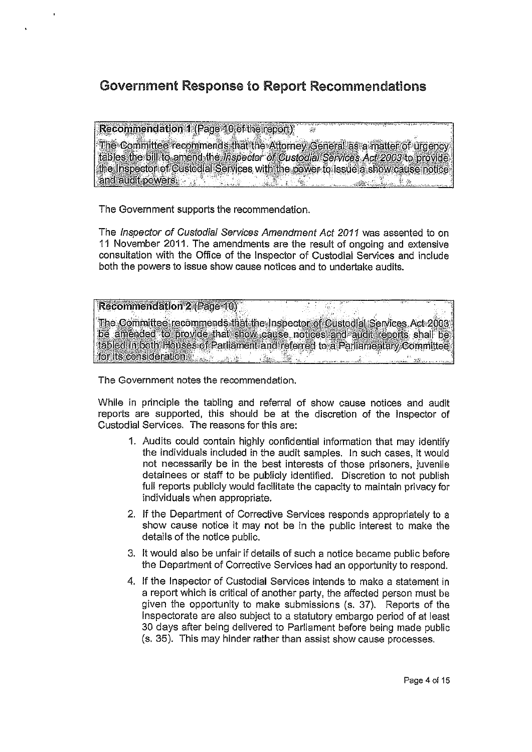# Government Response to Report Recommendations

**Recommendation 1** (Page 10 of the report)

The Committee recommends that the Attorney General as a matter of urgency tables the bill to amend the *Inspector of Custodial Services Act 2003* to provide the Inspector of Custodial Services with the power to issue a show cause notice and audit powers.

The Government supports the recommendation.

The *Inspector of Custodial Services Amendment Act 2011* was assented to on 11 November 2011. The amendments are the result of ongoing and extensive consultation with the Office of the Inspector of Custodial Services and include both the powers to issue show cause notices and to undertake audits.

**Recommendation 2** (Page 10)

The Committee recommends that the Inspector of Custodial Services Act 2003 be amended to provide that show cause notices and audit reports shall be tabled in both Houses of Parliament and referred to a Parliamentary Committee for its consideration.

The Government notes the recommendation.

While in principle the tabling and referral of show cause notices and audit reports are supported, this should be at the discretion of the Inspector of Custodial Services. The reasons for this are:

1. Audits could contain highly confidential information that may identify the individuals included in the audit samples. In such cases, it would not necessarily be in the best interests of those prisoners, juvenile detainees or staff to be publicly identified. Discretion to not publish full reports publicly would facilitate the capacity to maintain privacy for individuals when appropriate.
2. If the Department of Corrective Services responds appropriately to a show cause notice it may not be in the public interest to make the details of the notice public.
3. It would also be unfair if details of such a notice became public before the Department of Corrective Services had an opportunity to respond.
4. If the Inspector of Custodial Services intends to make a statement in a report which is critical of another party, the affected person must be given the opportunity to make submissions (s. 37). Reports of the Inspectorate are also subject to a statutory embargo period of at least 30 days after being delivered to Parliament before being made public (s. 35). This may hinder rather than assist show cause processes.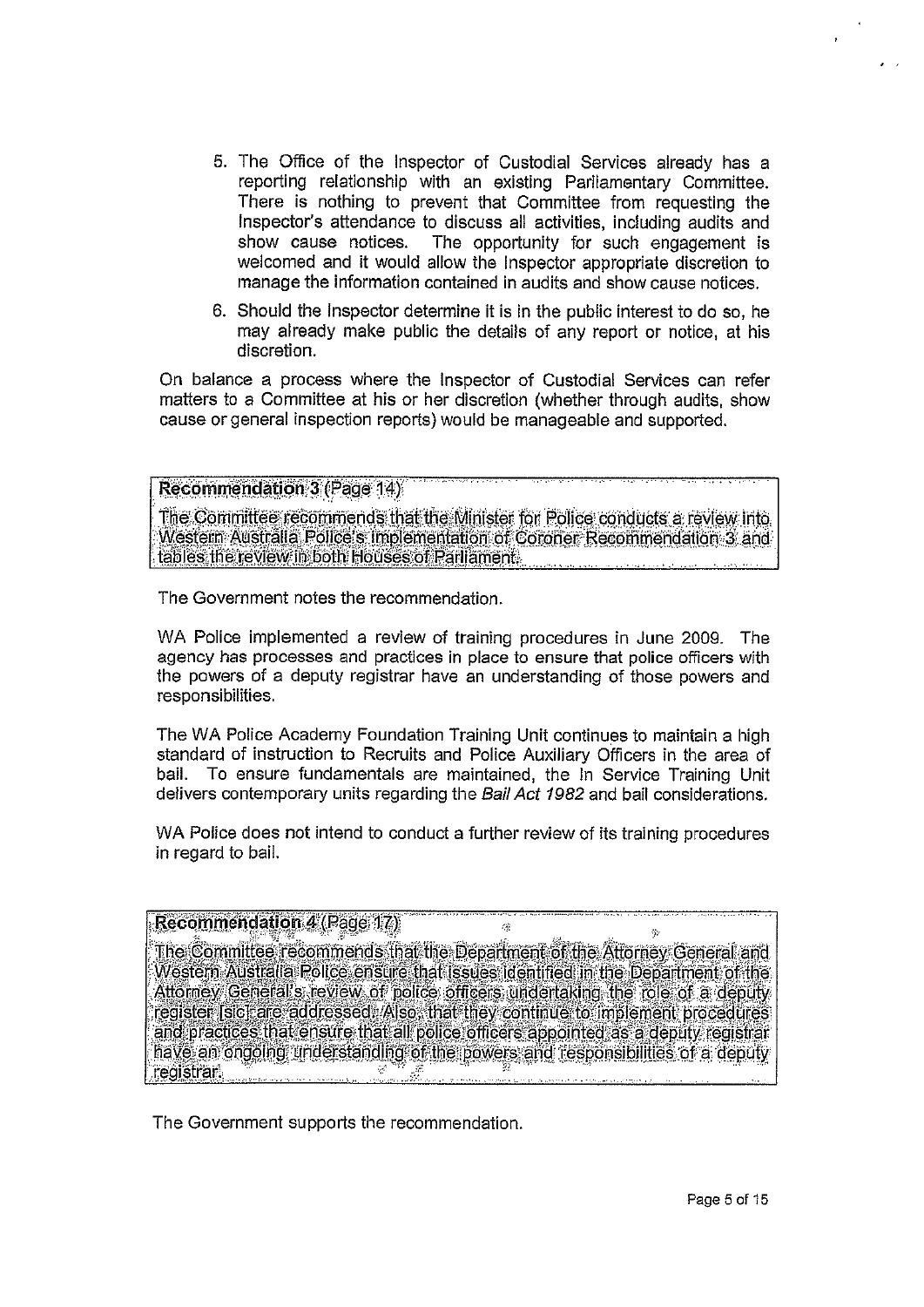5. The Office of the Inspector of Custodial Services already has a reporting relationship with an existing Parliamentary Committee. There is nothing to prevent that Committee from requesting the Inspector's attendance to discuss all activities, including audits and show cause notices. The opportunity for such engagement is welcomed and it would allow the Inspector appropriate discretion to manage the information contained in audits and show cause notices.

6. Should the Inspector determine it is in the public interest to do so, he may already make public the details of any report or notice, at his discretion.

On balance a process where the Inspector of Custodial Services can refer matters to a Committee at his or her discretion (whether through audits, show cause or general inspection reports) would be manageable and supported.

**Recommendation 3** (Page 14)

The Committee recommends that the Minister for Police conducts a review into Western Australia Police's implementation of Coroner Recommendation 3 and tables the review in both Houses of Parliament.

The Government notes the recommendation.

WA Police implemented a review of training procedures in June 2009. The agency has processes and practices in place to ensure that police officers with the powers of a deputy registrar have an understanding of those powers and responsibilities.

The WA Police Academy Foundation Training Unit continues to maintain a high standard of instruction to Recruits and Police Auxiliary Officers in the area of bail. To ensure fundamentals are maintained, the In Service Training Unit delivers contemporary units regarding the *Bail Act 1982* and bail considerations.

WA Police does not intend to conduct a further review of its training procedures in regard to bail.

**Recommendation 4** (Page 17)

The Committee recommends that the Department of the Attorney General and Western Australia Police ensure that issues identified in the Department of the Attorney General's review of police officers undertaking the role of a deputy register [sic] are addressed. Also, that they continue to implement procedures and practices that ensure that all police officers appointed as a deputy registrar have an ongoing understanding of the powers and responsibilities of a deputy registrar.

The Government supports the recommendation.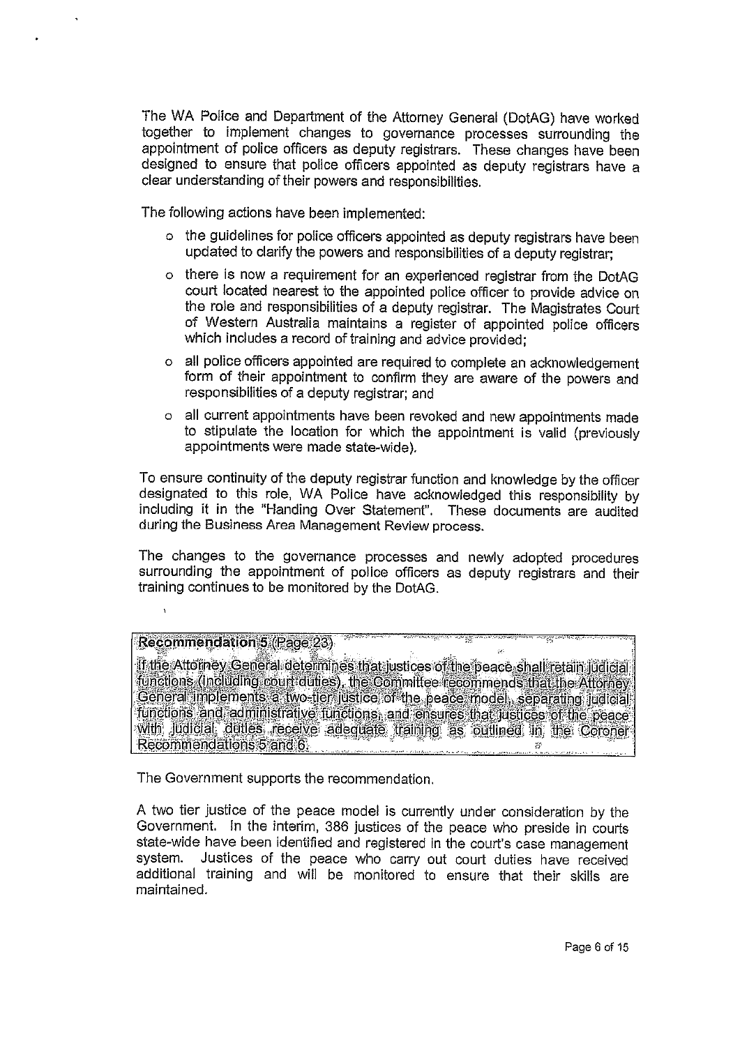The WA Police and Department of the Attorney General (DotAG) have worked together to implement changes to governance processes surrounding the appointment of police officers as deputy registrars. These changes have been designed to ensure that police officers appointed as deputy registrars have a clear understanding of their powers and responsibilities.

The following actions have been implemented:

- the guidelines for police officers appointed as deputy registrars have been updated to clarify the powers and responsibilities of a deputy registrar;
- there is now a requirement for an experienced registrar from the DotAG court located nearest to the appointed police officer to provide advice on the role and responsibilities of a deputy registrar. The Magistrates Court of Western Australia maintains a register of appointed police officers which includes a record of training and advice provided;
- all police officers appointed are required to complete an acknowledgement form of their appointment to confirm they are aware of the powers and responsibilities of a deputy registrar; and
- all current appointments have been revoked and new appointments made to stipulate the location for which the appointment is valid (previously appointments were made state-wide).

To ensure continuity of the deputy registrar function and knowledge by the officer designated to this role, WA Police have acknowledged this responsibility by including it in the "Handing Over Statement". These documents are audited during the Business Area Management Review process.

The changes to the governance processes and newly adopted procedures surrounding the appointment of police officers as deputy registrars and their training continues to be monitored by the DotAG.

**Recommendation 5** (Page 23)

If the Attorney General determines that justices of the peace shall retain judicial functions (including court duties), the Committee recommends that the Attorney General implements a two-tier justice of the peace model, separating judicial functions and administrative functions, and ensures that justices of the peace with judicial duties receive adequate training as outlined in the Coroner Recommendations 5 and 6.

The Government supports the recommendation.

A two tier justice of the peace model is currently under consideration by the Government. In the interim, 386 justices of the peace who preside in courts state-wide have been identified and registered in the court's case management system. Justices of the peace who carry out court duties have received additional training and will be monitored to ensure that their skills are maintained.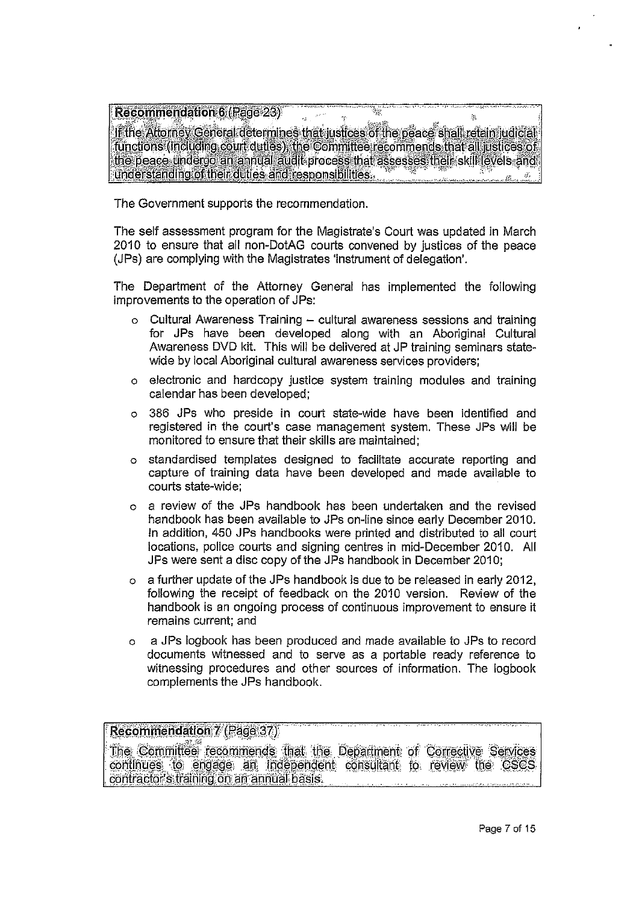> **Recommendation 6 (Page 23)**
>
> If the Attorney General determines that justices of the peace shall retain judicial functions (including court duties), the Committee recommends that all justices of the peace undergo an annual audit process that assesses their skill levels and understanding of their duties and responsibilities.

The Government supports the recommendation.

The self assessment program for the Magistrate's Court was updated in March 2010 to ensure that all non-DotAG courts convened by justices of the peace (JPs) are complying with the Magistrates 'instrument of delegation'.

The Department of the Attorney General has implemented the following improvements to the operation of JPs:

- Cultural Awareness Training – cultural awareness sessions and training for JPs have been developed along with an Aboriginal Cultural Awareness DVD kit. This will be delivered at JP training seminars state-wide by local Aboriginal cultural awareness services providers;
- electronic and hardcopy justice system training modules and training calendar has been developed;
- 386 JPs who preside in court state-wide have been identified and registered in the court's case management system. These JPs will be monitored to ensure that their skills are maintained;
- standardised templates designed to facilitate accurate reporting and capture of training data have been developed and made available to courts state-wide;
- a review of the JPs handbook has been undertaken and the revised handbook has been available to JPs on-line since early December 2010. In addition, 450 JPs handbooks were printed and distributed to all court locations, police courts and signing centres in mid-December 2010. All JPs were sent a disc copy of the JPs handbook in December 2010;
- a further update of the JPs handbook is due to be released in early 2012, following the receipt of feedback on the 2010 version. Review of the handbook is an ongoing process of continuous improvement to ensure it remains current; and
- a JPs logbook has been produced and made available to JPs to record documents witnessed and to serve as a portable ready reference to witnessing procedures and other sources of information. The logbook complements the JPs handbook.

> **Recommendation 7 (Page 37)**
>
> The Committee recommends that the Department of Corrective Services continues to engage an independent consultant to review the CSCS contractor's training on an annual basis.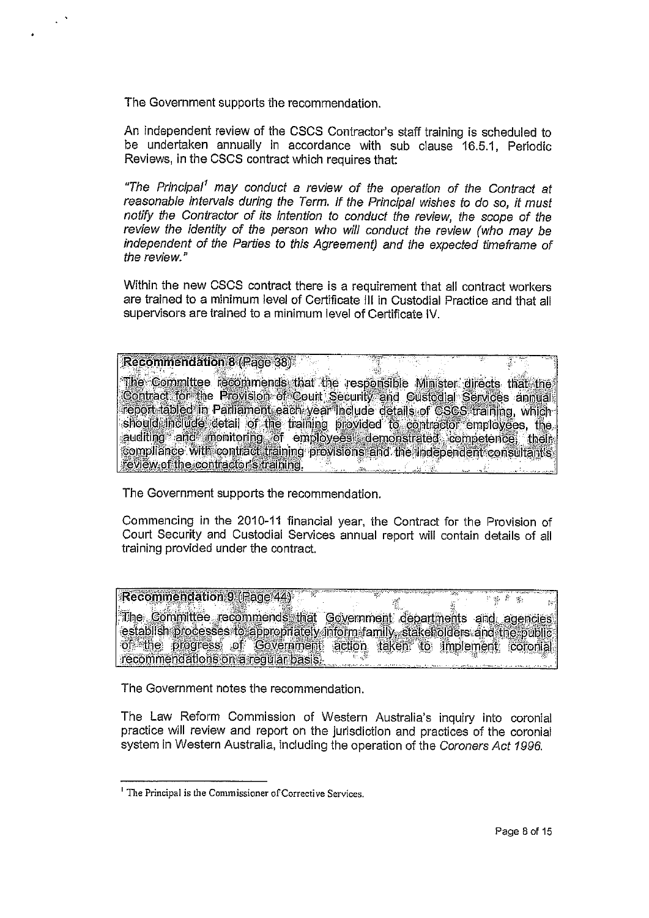The Government supports the recommendation.

An independent review of the CSCS Contractor's staff training is scheduled to be undertaken annually in accordance with sub clause 16.5.1, Periodic Reviews, in the CSCS contract which requires that:

*"The Principal[1] may conduct a review of the operation of the Contract at reasonable intervals during the Term. If the Principal wishes to do so, it must notify the Contractor of its intention to conduct the review, the scope of the review the identity of the person who will conduct the review (who may be independent of the Parties to this Agreement) and the expected timeframe of the review."*

Within the new CSCS contract there is a requirement that all contract workers are trained to a minimum level of Certificate III in Custodial Practice and that all supervisors are trained to a minimum level of Certificate IV.

> **Recommendation 8 (Page 38)**
>
> The Committee recommends that the responsible Minister directs that the Contract for the Provision of Court Security and Custodial Services annual report tabled in Parliament each year include details of CSCS training, which should include detail of the training provided to contractor employees, the auditing and monitoring of employees' demonstrated competence, their compliance with contract training provisions and the independent consultant's review of the contractor's training.

The Government supports the recommendation.

Commencing in the 2010-11 financial year, the Contract for the Provision of Court Security and Custodial Services annual report will contain details of all training provided under the contract.

> **Recommendation 9 (Page 44)**
>
> The Committee recommends that Government departments and agencies establish processes to appropriately inform family, stakeholders and the public of the progress of Government action taken to implement coronial recommendations on a regular basis.

The Government notes the recommendation.

The Law Reform Commission of Western Australia's inquiry into coronial practice will review and report on the jurisdiction and practices of the coronial system in Western Australia, including the operation of the *Coroners Act 1996*.

---

[1] The Principal is the Commissioner of Corrective Services.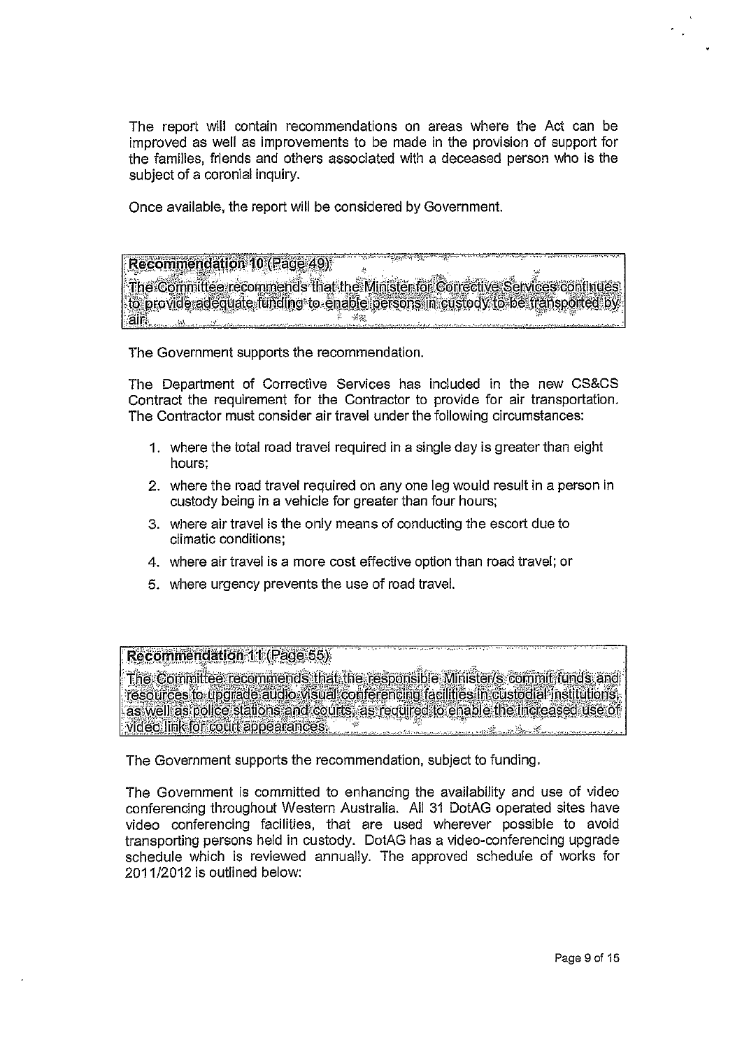The report will contain recommendations on areas where the Act can be improved as well as improvements to be made in the provision of support for the families, friends and others associated with a deceased person who is the subject of a coronial inquiry.

Once available, the report will be considered by Government.

> **Recommendation 10** (Page 49)
>
> The Committee recommends that the Minister for Corrective Services continues to provide adequate funding to enable persons in custody to be transported by air.

The Government supports the recommendation.

The Department of Corrective Services has included in the new CS&CS Contract the requirement for the Contractor to provide for air transportation. The Contractor must consider air travel under the following circumstances:

1. where the total road travel required in a single day is greater than eight hours;
2. where the road travel required on any one leg would result in a person in custody being in a vehicle for greater than four hours;
3. where air travel is the only means of conducting the escort due to climatic conditions;
4. where air travel is a more cost effective option than road travel; or
5. where urgency prevents the use of road travel.

> **Recommendation 11** (Page 55)
>
> The Committee recommends that the responsible Minister/s commit funds and resources to upgrade audio visual conferencing facilities in custodial institutions, as well as police stations and courts, as required to enable the increased use of video link for court appearances.

The Government supports the recommendation, subject to funding.

The Government is committed to enhancing the availability and use of video conferencing throughout Western Australia. All 31 DotAG operated sites have video conferencing facilities, that are used wherever possible to avoid transporting persons held in custody. DotAG has a video-conferencing upgrade schedule which is reviewed annually. The approved schedule of works for 2011/2012 is outlined below: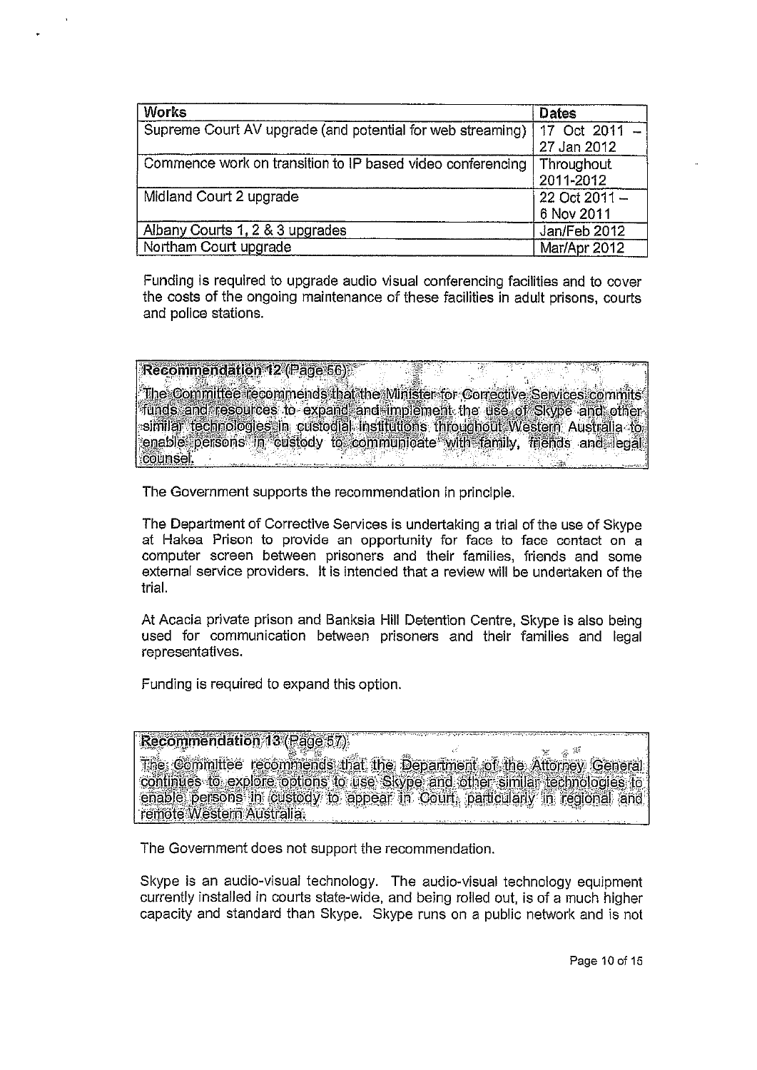| Works | Dates |
|---|---|
| Supreme Court AV upgrade (and potential for web streaming) | 17 Oct 2011 – 27 Jan 2012 |
| Commence work on transition to IP based video conferencing | Throughout 2011-2012 |
| Midland Court 2 upgrade | 22 Oct 2011 – 6 Nov 2011 |
| Albany Courts 1, 2 & 3 upgrades | Jan/Feb 2012 |
| Northam Court upgrade | Mar/Apr 2012 |

Funding is required to upgrade audio visual conferencing facilities and to cover the costs of the ongoing maintenance of these facilities in adult prisons, courts and police stations.

**Recommendation 12 (Page 56)**

The Committee recommends that the Minister for Corrective Services commits funds and resources to expand and implement the use of Skype and other similar technologies in custodial institutions throughout Western Australia to enable persons in custody to communicate with family, friends and legal counsel.

The Government supports the recommendation in principle.

The Department of Corrective Services is undertaking a trial of the use of Skype at Hakea Prison to provide an opportunity for face to face contact on a computer screen between prisoners and their families, friends and some external service providers. It is intended that a review will be undertaken of the trial.

At Acacia private prison and Banksia Hill Detention Centre, Skype is also being used for communication between prisoners and their families and legal representatives.

Funding is required to expand this option.

**Recommendation 13 (Page 57)**

The Committee recommends that the Department of the Attorney General continues to explore options to use Skype and other similar technologies to enable persons in custody to appear in Court, particularly in regional and remote Western Australia.

The Government does not support the recommendation.

Skype is an audio-visual technology. The audio-visual technology equipment currently installed in courts state-wide, and being rolled out, is of a much higher capacity and standard than Skype. Skype runs on a public network and is not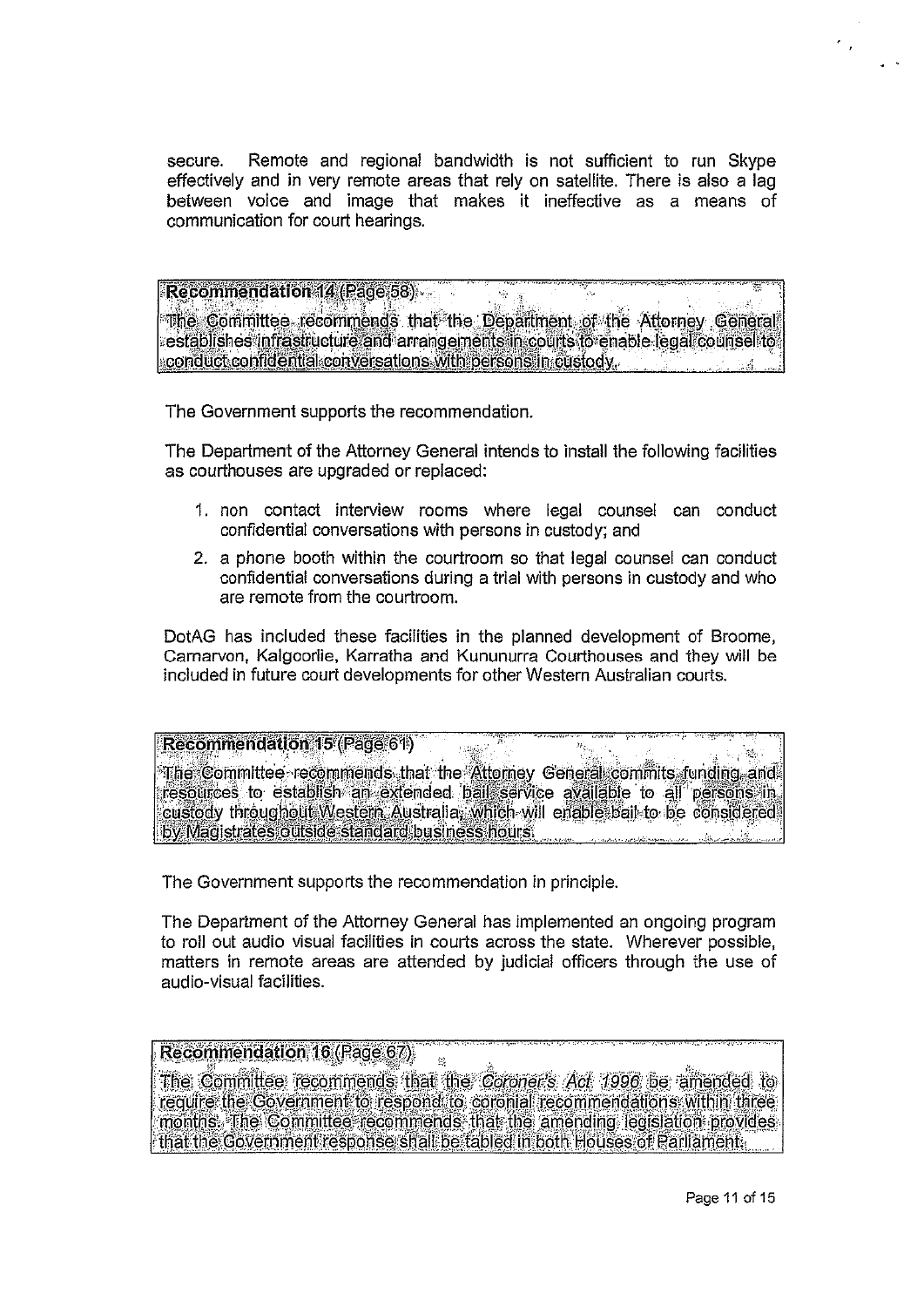secure. Remote and regional bandwidth is not sufficient to run Skype effectively and in very remote areas that rely on satellite. There is also a lag between voice and image that makes it ineffective as a means of communication for court hearings.

> **Recommendation 14** (Page 58)
>
> The Committee recommends that the Department of the Attorney General establishes infrastructure and arrangements in courts to enable legal counsel to conduct confidential conversations with persons in custody.

The Government supports the recommendation.

The Department of the Attorney General intends to install the following facilities as courthouses are upgraded or replaced:

1. non contact interview rooms where legal counsel can conduct confidential conversations with persons in custody; and
2. a phone booth within the courtroom so that legal counsel can conduct confidential conversations during a trial with persons in custody and who are remote from the courtroom.

DotAG has included these facilities in the planned development of Broome, Carnarvon, Kalgoorlie, Karratha and Kununurra Courthouses and they will be included in future court developments for other Western Australian courts.

> **Recommendation 15** (Page 61)
>
> The Committee recommends that the Attorney General commits funding and resources to establish an extended bail service available to all persons in custody throughout Western Australia, which will enable bail to be considered by Magistrates outside standard business hours.

The Government supports the recommendation in principle.

The Department of the Attorney General has implemented an ongoing program to roll out audio visual facilities in courts across the state. Wherever possible, matters in remote areas are attended by judicial officers through the use of audio-visual facilities.

> **Recommendation 16** (Page 67)
>
> The Committee recommends that the *Coroner's Act 1996* be amended to require the Government to respond to coronial recommendations within three months. The Committee recommends that the amending legislation provides that the Government response shall be tabled in both Houses of Parliament.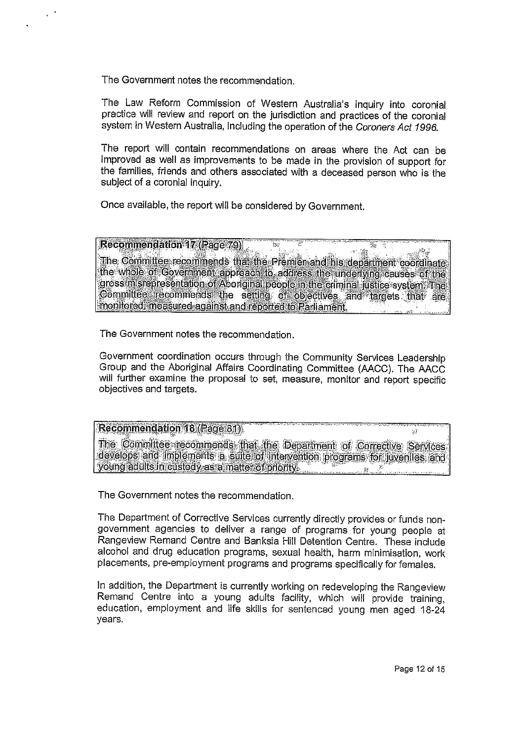The Government notes the recommendation.

The Law Reform Commission of Western Australia's inquiry into coronial practice will review and report on the jurisdiction and practices of the coronial system in Western Australia, including the operation of the *Coroners Act 1996.*

The report will contain recommendations on areas where the Act can be improved as well as improvements to be made in the provision of support for the families, friends and others associated with a deceased person who is the subject of a coronial inquiry.

Once available, the report will be considered by Government.

> **Recommendation 17 (Page 79)**
>
> The Committee recommends that the Premier and his department coordinate the whole of Government approach to address the underlying causes of the gross misrepresentation of Aboriginal people in the criminal justice system. The Committee recommends the setting of objectives and targets that are monitored, measured against and reported to Parliament.

The Government notes the recommendation.

Government coordination occurs through the Community Services Leadership Group and the Aboriginal Affairs Coordinating Committee (AACC). The AACC will further examine the proposal to set, measure, monitor and report specific objectives and targets.

> **Recommendation 18 (Page 81)**
>
> The Committee recommends that the Department of Corrective Services develops and implements a suite of intervention programs for juveniles and young adults in custody as a matter of priority.

The Government notes the recommendation.

The Department of Corrective Services currently directly provides or funds non-government agencies to deliver a range of programs for young people at Rangeview Remand Centre and Banksia Hill Detention Centre. These include alcohol and drug education programs, sexual health, harm minimisation, work placements, pre-employment programs and programs specifically for females.

In addition, the Department is currently working on redeveloping the Rangeview Remand Centre into a young adults facility, which will provide training, education, employment and life skills for sentenced young men aged 18-24 years.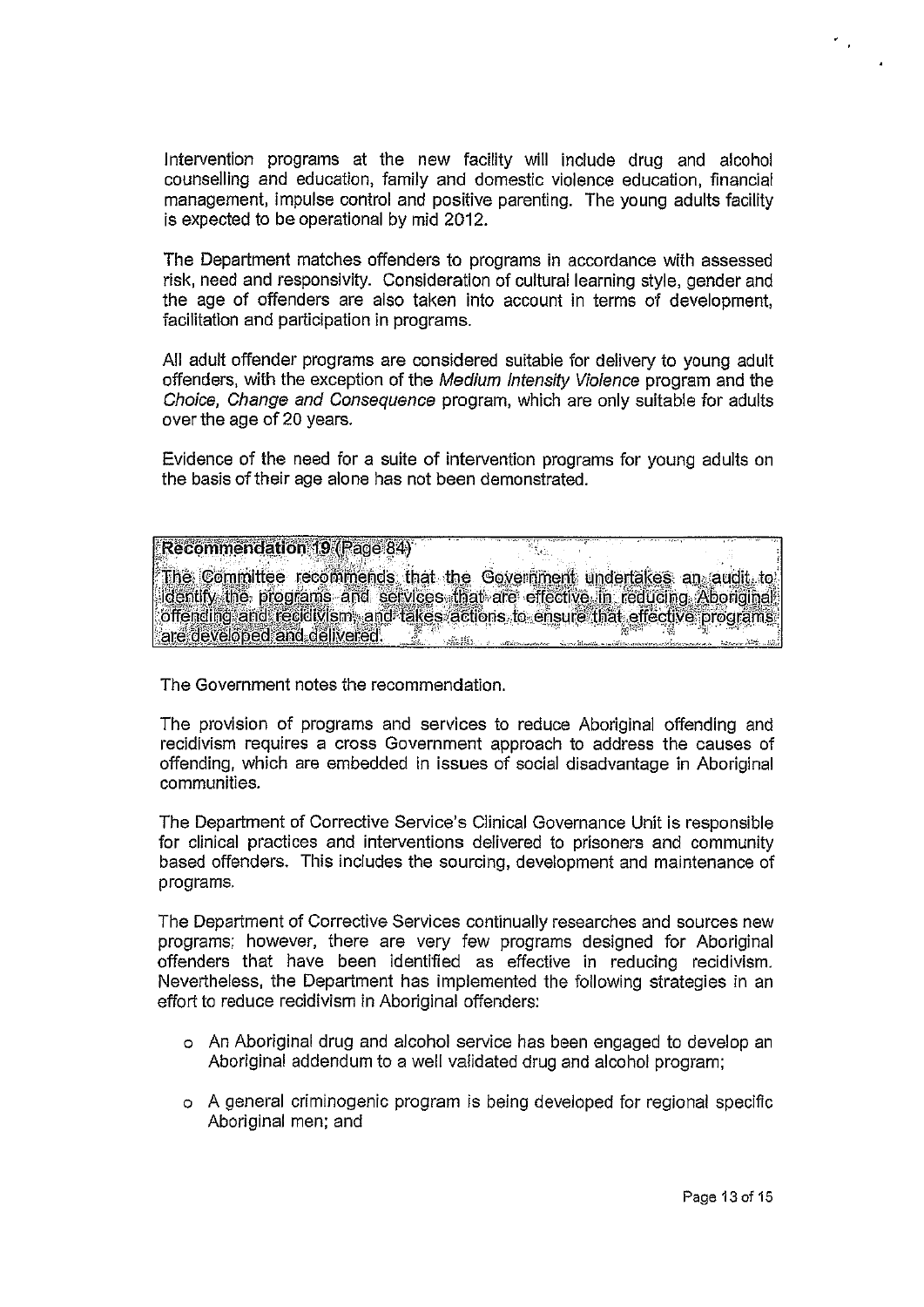Intervention programs at the new facility will include drug and alcohol counselling and education, family and domestic violence education, financial management, impulse control and positive parenting. The young adults facility is expected to be operational by mid 2012.

The Department matches offenders to programs in accordance with assessed risk, need and responsivity. Consideration of cultural learning style, gender and the age of offenders are also taken into account in terms of development, facilitation and participation in programs.

All adult offender programs are considered suitable for delivery to young adult offenders, with the exception of the *Medium Intensity Violence* program and the *Choice, Change and Consequence* program, which are only suitable for adults over the age of 20 years.

Evidence of the need for a suite of intervention programs for young adults on the basis of their age alone has not been demonstrated.

**Recommendation 19** (Page 84)

The Committee recommends that the Government undertakes an audit to identify the programs and services that are effective in reducing Aboriginal offending and recidivism, and takes actions to ensure that effective programs are developed and delivered.

The Government notes the recommendation.

The provision of programs and services to reduce Aboriginal offending and recidivism requires a cross Government approach to address the causes of offending, which are embedded in issues of social disadvantage in Aboriginal communities.

The Department of Corrective Service's Clinical Governance Unit is responsible for clinical practices and interventions delivered to prisoners and community based offenders. This includes the sourcing, development and maintenance of programs.

The Department of Corrective Services continually researches and sources new programs; however, there are very few programs designed for Aboriginal offenders that have been identified as effective in reducing recidivism. Nevertheless, the Department has implemented the following strategies in an effort to reduce recidivism in Aboriginal offenders:

- An Aboriginal drug and alcohol service has been engaged to develop an Aboriginal addendum to a well validated drug and alcohol program;
- A general criminogenic program is being developed for regional specific Aboriginal men; and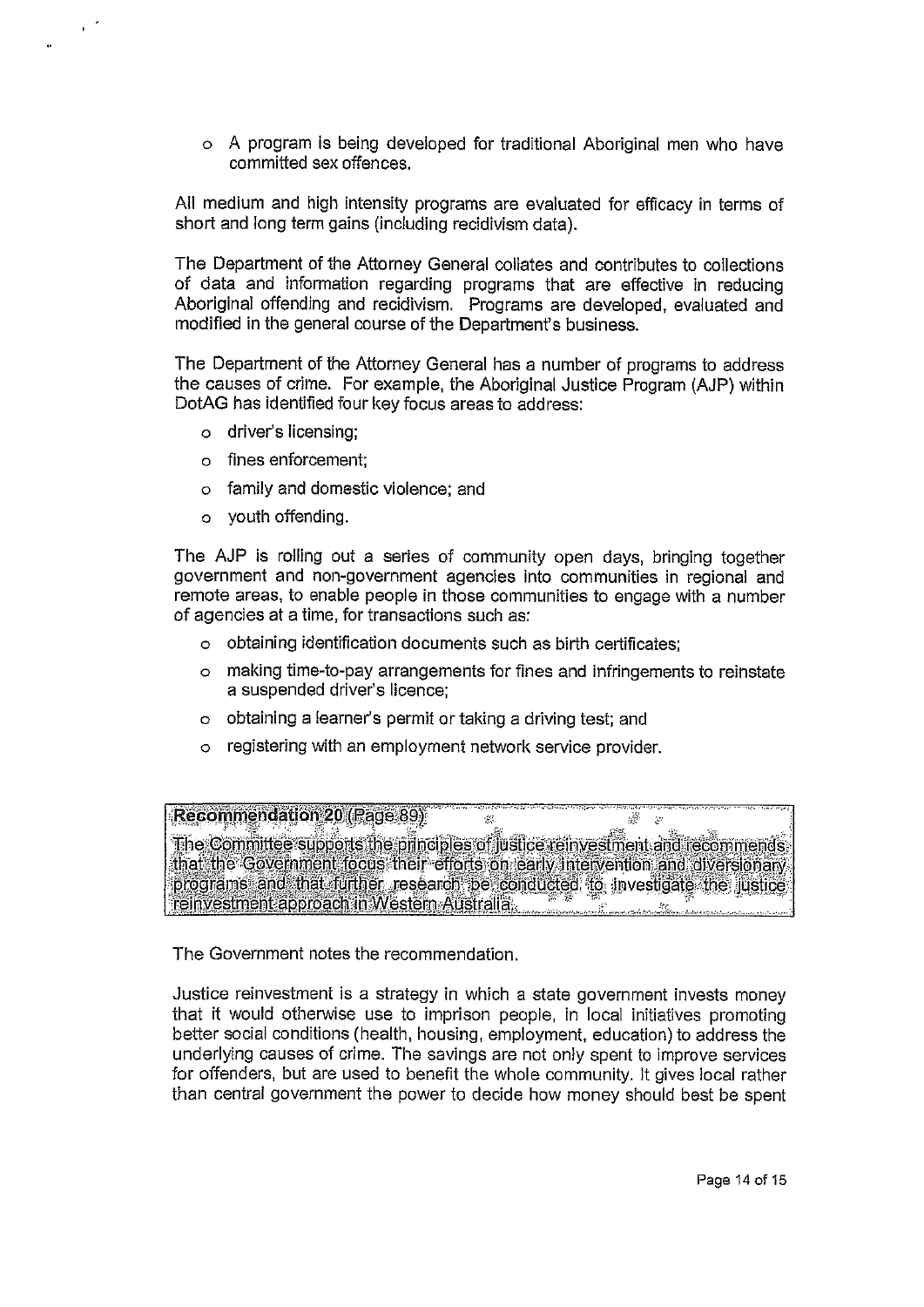- A program is being developed for traditional Aboriginal men who have committed sex offences.

All medium and high intensity programs are evaluated for efficacy in terms of short and long term gains (including recidivism data).

The Department of the Attorney General collates and contributes to collections of data and information regarding programs that are effective in reducing Aboriginal offending and recidivism. Programs are developed, evaluated and modified in the general course of the Department's business.

The Department of the Attorney General has a number of programs to address the causes of crime. For example, the Aboriginal Justice Program (AJP) within DotAG has identified four key focus areas to address:

- driver's licensing;
- fines enforcement;
- family and domestic violence; and
- youth offending.

The AJP is rolling out a series of community open days, bringing together government and non-government agencies into communities in regional and remote areas, to enable people in those communities to engage with a number of agencies at a time, for transactions such as:

- obtaining identification documents such as birth certificates;
- making time-to-pay arrangements for fines and infringements to reinstate a suspended driver's licence;
- obtaining a learner's permit or taking a driving test; and
- registering with an employment network service provider.

> **Recommendation 20 (Page 89)**
>
> The Committee supports the principles of justice reinvestment and recommends that the Government focus their efforts on early intervention and diversionary programs and that further research be conducted to investigate the justice reinvestment approach in Western Australia.

The Government notes the recommendation.

Justice reinvestment is a strategy in which a state government invests money that it would otherwise use to imprison people, in local initiatives promoting better social conditions (health, housing, employment, education) to address the underlying causes of crime. The savings are not only spent to improve services for offenders, but are used to benefit the whole community. It gives local rather than central government the power to decide how money should best be spent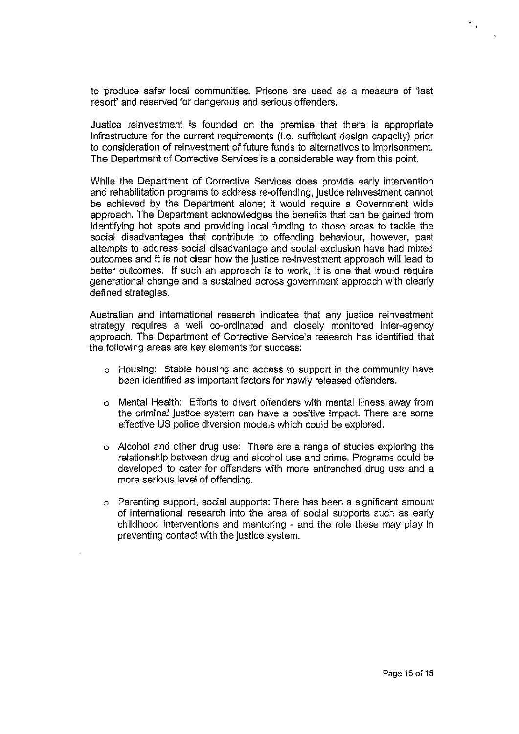to produce safer local communities. Prisons are used as a measure of 'last resort' and reserved for dangerous and serious offenders.

Justice reinvestment is founded on the premise that there is appropriate infrastructure for the current requirements (i.e. sufficient design capacity) prior to consideration of reinvestment of future funds to alternatives to imprisonment. The Department of Corrective Services is a considerable way from this point.

While the Department of Corrective Services does provide early intervention and rehabilitation programs to address re-offending, justice reinvestment cannot be achieved by the Department alone; it would require a Government wide approach. The Department acknowledges the benefits that can be gained from identifying hot spots and providing local funding to those areas to tackle the social disadvantages that contribute to offending behaviour, however, past attempts to address social disadvantage and social exclusion have had mixed outcomes and it is not clear how the justice re-investment approach will lead to better outcomes. If such an approach is to work, it is one that would require generational change and a sustained across government approach with clearly defined strategies.

Australian and international research indicates that any justice reinvestment strategy requires a well co-ordinated and closely monitored inter-agency approach. The Department of Corrective Service's research has identified that the following areas are key elements for success:

- Housing: Stable housing and access to support in the community have been identified as important factors for newly released offenders.
- Mental Health: Efforts to divert offenders with mental illness away from the criminal justice system can have a positive impact. There are some effective US police diversion models which could be explored.
- Alcohol and other drug use: There are a range of studies exploring the relationship between drug and alcohol use and crime. Programs could be developed to cater for offenders with more entrenched drug use and a more serious level of offending.
- Parenting support, social supports: There has been a significant amount of international research into the area of social supports such as early childhood interventions and mentoring - and the role these may play in preventing contact with the justice system.